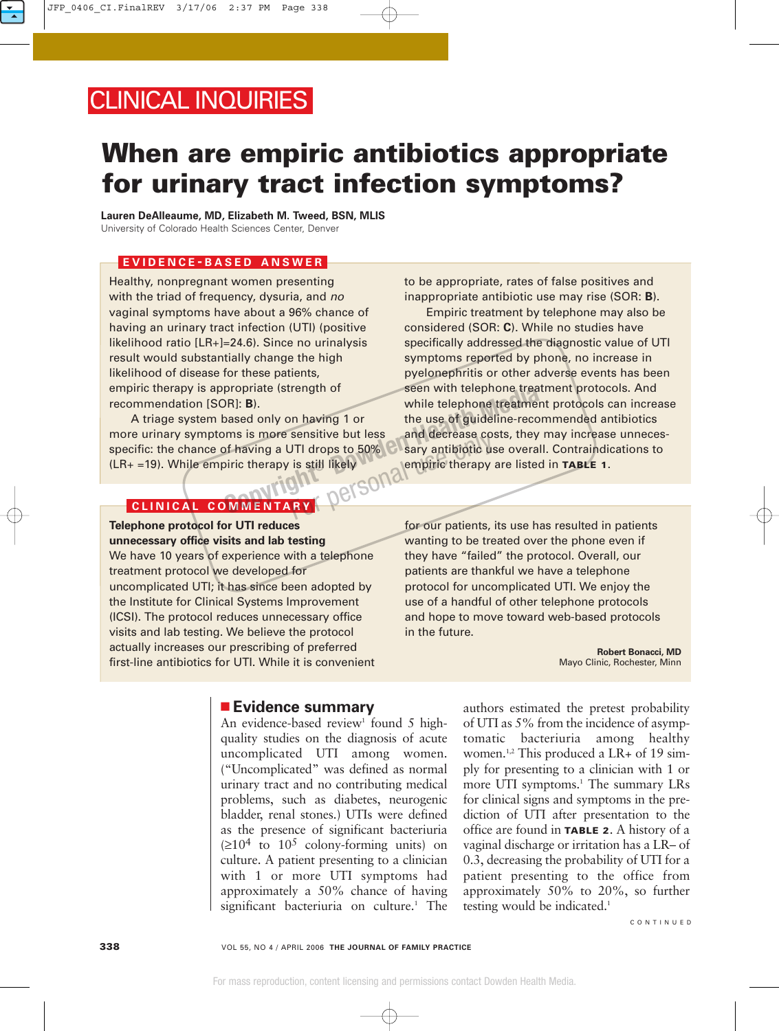CLINICAL INQUIRIES

# When are empiric antibiotics appropriate for urinary tract infection symptoms?

**Lauren DeAlleaume, MD, Elizabeth M. Tweed, BSN, MLIS**
University of Colorado Health Sciences Center, Denver

## EVIDENCE-BASED ANSWER

Healthy, nonpregnant women presenting with the triad of frequency, dysuria, and *no* vaginal symptoms have about a 96% chance of having an urinary tract infection (UTI) (positive likelihood ratio [LR+]=24.6). Since no urinalysis result would substantially change the high likelihood of disease for these patients, empiric therapy is appropriate (strength of recommendation [SOR]: **B**).

A triage system based only on having 1 or more urinary symptoms is more sensitive but less specific: the chance of having a UTI drops to 50% (LR+ =19). While empiric therapy is still likely to be appropriate, rates of false positives and inappropriate antibiotic use may rise (SOR: **B**).

Empiric treatment by telephone may also be considered (SOR: **C**). While no studies have specifically addressed the diagnostic value of UTI symptoms reported by phone, no increase in pyelonephritis or other adverse events has been seen with telephone treatment protocols. And while telephone treatment protocols can increase the use of guideline-recommended antibiotics and decrease costs, they may increase unnecessary antibiotic use overall. Contraindications to empiric therapy are listed in **TABLE 1**.

## CLINICAL COMMENTARY

**Telephone protocol for UTI reduces unnecessary office visits and lab testing**

We have 10 years of experience with a telephone treatment protocol we developed for uncomplicated UTI; it has since been adopted by the Institute for Clinical Systems Improvement (ICSI). The protocol reduces unnecessary office visits and lab testing. We believe the protocol actually increases our prescribing of preferred first-line antibiotics for UTI. While it is convenient for our patients, its use has resulted in patients wanting to be treated over the phone even if they have "failed" the protocol. Overall, our patients are thankful we have a telephone protocol for uncomplicated UTI. We enjoy the use of a handful of other telephone protocols and hope to move toward web-based protocols in the future.

**Robert Bonacci, MD**
Mayo Clinic, Rochester, Minn

## Evidence summary

An evidence-based review[1] found 5 high-quality studies on the diagnosis of acute uncomplicated UTI among women. ("Uncomplicated" was defined as normal urinary tract and no contributing medical problems, such as diabetes, neurogenic bladder, renal stones.) UTIs were defined as the presence of significant bacteriuria ($\geq 10^4$ to $10^5$ colony-forming units) on culture. A patient presenting to a clinician with 1 or more UTI symptoms had approximately a 50% chance of having significant bacteriuria on culture.[1] The authors estimated the pretest probability of UTI as 5% from the incidence of asymptomatic bacteriuria among healthy women.[1,2] This produced a LR+ of 19 simply for presenting to a clinician with 1 or more UTI symptoms.[1] The summary LRs for clinical signs and symptoms in the prediction of UTI after presentation to the office are found in **TABLE 2**. A history of a vaginal discharge or irritation has a LR– of 0.3, decreasing the probability of UTI for a patient presenting to the office from approximately 50% to 20%, so further testing would be indicated.[1]

CONTINUED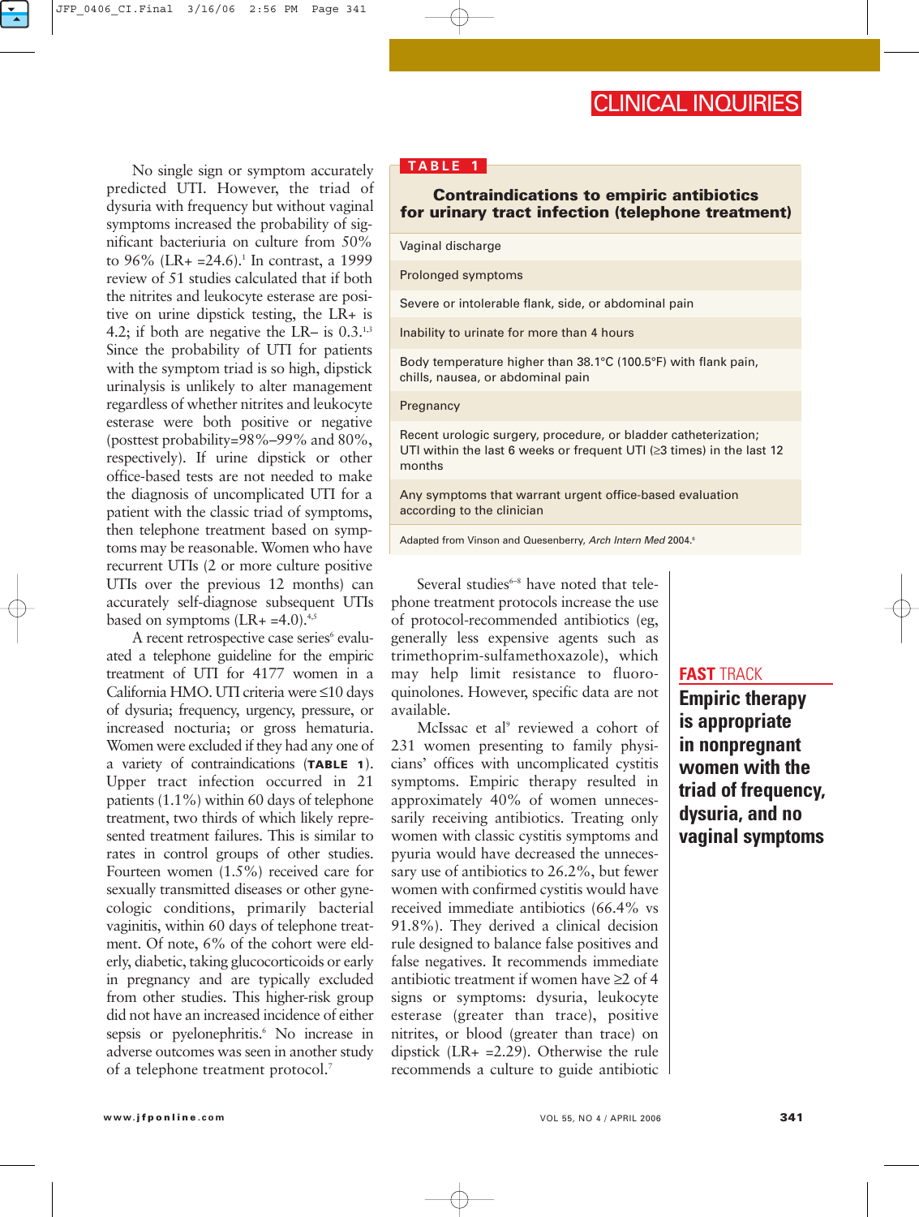No single sign or symptom accurately predicted UTI. However, the triad of dysuria with frequency but without vaginal symptoms increased the probability of significant bacteriuria on culture from 50% to 96% (LR+ =24.6).[1] In contrast, a 1999 review of 51 studies calculated that if both the nitrites and leukocyte esterase are positive on urine dipstick testing, the LR+ is 4.2; if both are negative the LR– is 0.3.[1,3] Since the probability of UTI for patients with the symptom triad is so high, dipstick urinalysis is unlikely to alter management regardless of whether nitrites and leukocyte esterase were both positive or negative (posttest probability=98%–99% and 80%, respectively). If urine dipstick or other office-based tests are not needed to make the diagnosis of uncomplicated UTI for a patient with the classic triad of symptoms, then telephone treatment based on symptoms may be reasonable. Women who have recurrent UTIs (2 or more culture positive UTIs over the previous 12 months) can accurately self-diagnose subsequent UTIs based on symptoms (LR+ =4.0).[4,5]

A recent retrospective case series[6] evaluated a telephone guideline for the empiric treatment of UTI for 4177 women in a California HMO. UTI criteria were ≤10 days of dysuria; frequency, urgency, pressure, or increased nocturia; or gross hematuria. Women were excluded if they had any one of a variety of contraindications (**TABLE 1**). Upper tract infection occurred in 21 patients (1.1%) within 60 days of telephone treatment, two thirds of which likely represented treatment failures. This is similar to rates in control groups of other studies. Fourteen women (1.5%) received care for sexually transmitted diseases or other gynecologic conditions, primarily bacterial vaginitis, within 60 days of telephone treatment. Of note, 6% of the cohort were elderly, diabetic, taking glucocorticoids or early in pregnancy and are typically excluded from other studies. This higher-risk group did not have an increased incidence of either sepsis or pyelonephritis.[6] No increase in adverse outcomes was seen in another study of a telephone treatment protocol.[7]

**TABLE 1**

**Contraindications to empiric antibiotics for urinary tract infection (telephone treatment)**

| Contraindications |
|---|
| Vaginal discharge |
| Prolonged symptoms |
| Severe or intolerable flank, side, or abdominal pain |
| Inability to urinate for more than 4 hours |
| Body temperature higher than 38.1°C (100.5°F) with flank pain, chills, nausea, or abdominal pain |
| Pregnancy |
| Recent urologic surgery, procedure, or bladder catheterization; UTI within the last 6 weeks or frequent UTI (≥3 times) in the last 12 months |
| Any symptoms that warrant urgent office-based evaluation according to the clinician |

Adapted from Vinson and Quesenberry, *Arch Intern Med* 2004.[6]

Several studies[6–8] have noted that telephone treatment protocols increase the use of protocol-recommended antibiotics (eg, generally less expensive agents such as trimethoprim-sulfamethoxazole), which may help limit resistance to fluoroquinolones. However, specific data are not available.

McIssac et al[9] reviewed a cohort of 231 women presenting to family physicians' offices with uncomplicated cystitis symptoms. Empiric therapy resulted in approximately 40% of women unnecessarily receiving antibiotics. Treating only women with classic cystitis symptoms and pyuria would have decreased the unnecessary use of antibiotics to 26.2%, but fewer women with confirmed cystitis would have received immediate antibiotics (66.4% vs 91.8%). They derived a clinical decision rule designed to balance false positives and false negatives. It recommends immediate antibiotic treatment if women have ≥2 of 4 signs or symptoms: dysuria, leukocyte esterase (greater than trace), positive nitrites, or blood (greater than trace) on dipstick (LR+ =2.29). Otherwise the rule recommends a culture to guide antibiotic

**FAST TRACK**

**Empiric therapy is appropriate in nonpregnant women with the triad of frequency, dysuria, and no vaginal symptoms**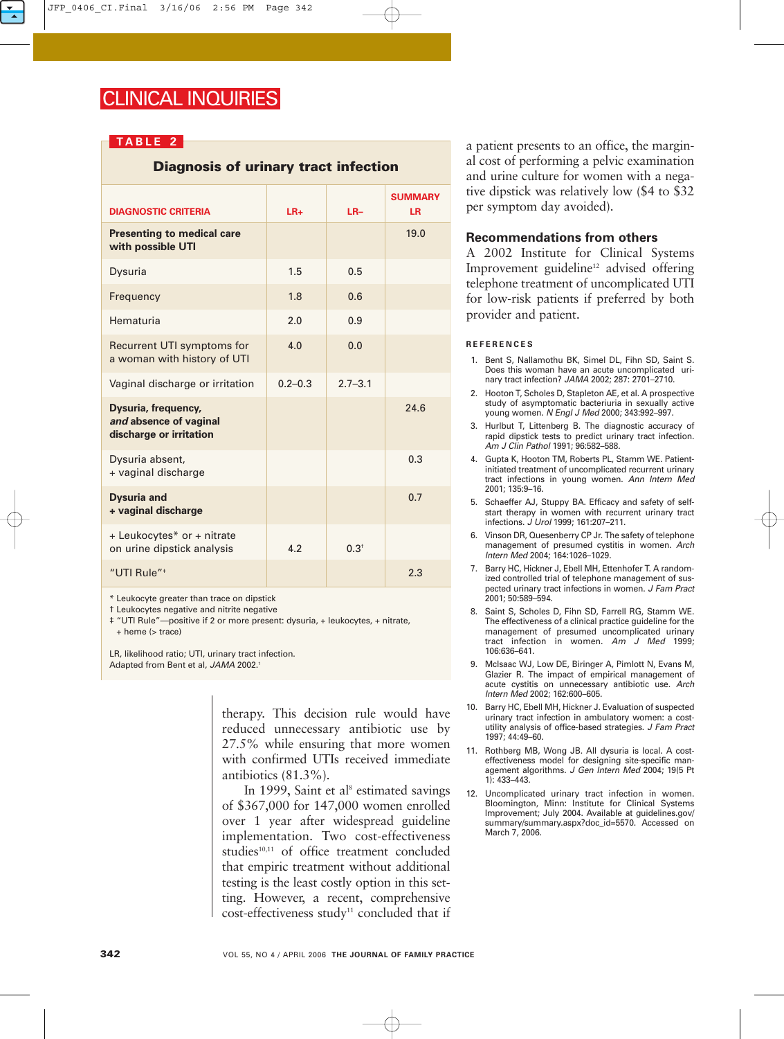## CLINICAL INQUIRIES

**TABLE 2**

**Diagnosis of urinary tract infection**

| DIAGNOSTIC CRITERIA | LR+ | LR– | SUMMARY LR |
|---|---|---|---|
| **Presenting to medical care with possible UTI** | | | 19.0 |
| Dysuria | 1.5 | 0.5 | |
| Frequency | 1.8 | 0.6 | |
| Hematuria | 2.0 | 0.9 | |
| Recurrent UTI symptoms for a woman with history of UTI | 4.0 | 0.0 | |
| Vaginal discharge or irritation | 0.2–0.3 | 2.7–3.1 | |
| **Dysuria, frequency, *and* absence of vaginal discharge or irritation** | | | 24.6 |
| Dysuria absent, + vaginal discharge | | | 0.3 |
| **Dysuria and + vaginal discharge** | | | 0.7 |
| + Leukocytes* or + nitrate on urine dipstick analysis | 4.2 | 0.3† | |
| "UTI Rule"‡ | | | 2.3 |

\* Leukocyte greater than trace on dipstick
† Leukocytes negative and nitrite negative
‡ "UTI Rule"—positive if 2 or more present: dysuria, + leukocytes, + nitrate, + heme (> trace)

LR, likelihood ratio; UTI, urinary tract infection.
Adapted from Bent et al, *JAMA* 2002.[1]

therapy. This decision rule would have reduced unnecessary antibiotic use by 27.5% while ensuring that more women with confirmed UTIs received immediate antibiotics (81.3%).

In 1999, Saint et al[8] estimated savings of $367,000 for 147,000 women enrolled over 1 year after widespread guideline implementation. Two cost-effectiveness studies[10,11] of office treatment concluded that empiric treatment without additional testing is the least costly option in this setting. However, a recent, comprehensive cost-effectiveness study[11] concluded that if a patient presents to an office, the marginal cost of performing a pelvic examination and urine culture for women with a negative dipstick was relatively low ($4 to $32 per symptom day avoided).

### Recommendations from others

A 2002 Institute for Clinical Systems Improvement guideline[12] advised offering telephone treatment of uncomplicated UTI for low-risk patients if preferred by both provider and patient.

### REFERENCES

1. Bent S, Nallamothu BK, Simel DL, Fihn SD, Saint S. Does this woman have an acute uncomplicated urinary tract infection? *JAMA* 2002; 287: 2701–2710.
2. Hooton T, Scholes D, Stapleton AE, et al. A prospective study of asymptomatic bacteriuria in sexually active young women. *N Engl J Med* 2000; 343:992–997.
3. Hurlbut T, Littenberg B. The diagnostic accuracy of rapid dipstick tests to predict urinary tract infection. *Am J Clin Pathol* 1991; 96:582–588.
4. Gupta K, Hooton TM, Roberts PL, Stamm WE. Patient-initiated treatment of uncomplicated recurrent urinary tract infections in young women. *Ann Intern Med* 2001; 135:9–16.
5. Schaeffer AJ, Stuppy BA. Efficacy and safety of self-start therapy in women with recurrent urinary tract infections. *J Urol* 1999; 161:207–211.
6. Vinson DR, Quesenberry CP Jr. The safety of telephone management of presumed cystitis in women. *Arch Intern Med* 2004; 164:1026–1029.
7. Barry HC, Hickner J, Ebell MH, Ettenhofer T. A randomized controlled trial of telephone management of suspected urinary tract infections in women. *J Fam Pract* 2001; 50:589–594.
8. Saint S, Scholes D, Fihn SD, Farrell RG, Stamm WE. The effectiveness of a clinical practice guideline for the management of presumed uncomplicated urinary tract infection in women. *Am J Med* 1999; 106:636–641.
9. McIsaac WJ, Low DE, Biringer A, Pimlott N, Evans M, Glazier R. The impact of empirical management of acute cystitis on unnecessary antibiotic use. *Arch Intern Med* 2002; 162:600–605.
10. Barry HC, Ebell MH, Hickner J. Evaluation of suspected urinary tract infection in ambulatory women: a cost-utility analysis of office-based strategies. *J Fam Pract* 1997; 44:49–60.
11. Rothberg MB, Wong JB. All dysuria is local. A cost-effectiveness model for designing site-specific management algorithms. *J Gen Intern Med* 2004; 19(5 Pt 1): 433–443.
12. Uncomplicated urinary tract infection in women. Bloomington, Minn: Institute for Clinical Systems Improvement; July 2004. Available at guidelines.gov/summary/summary.aspx?doc_id=5570. Accessed on March 7, 2006.